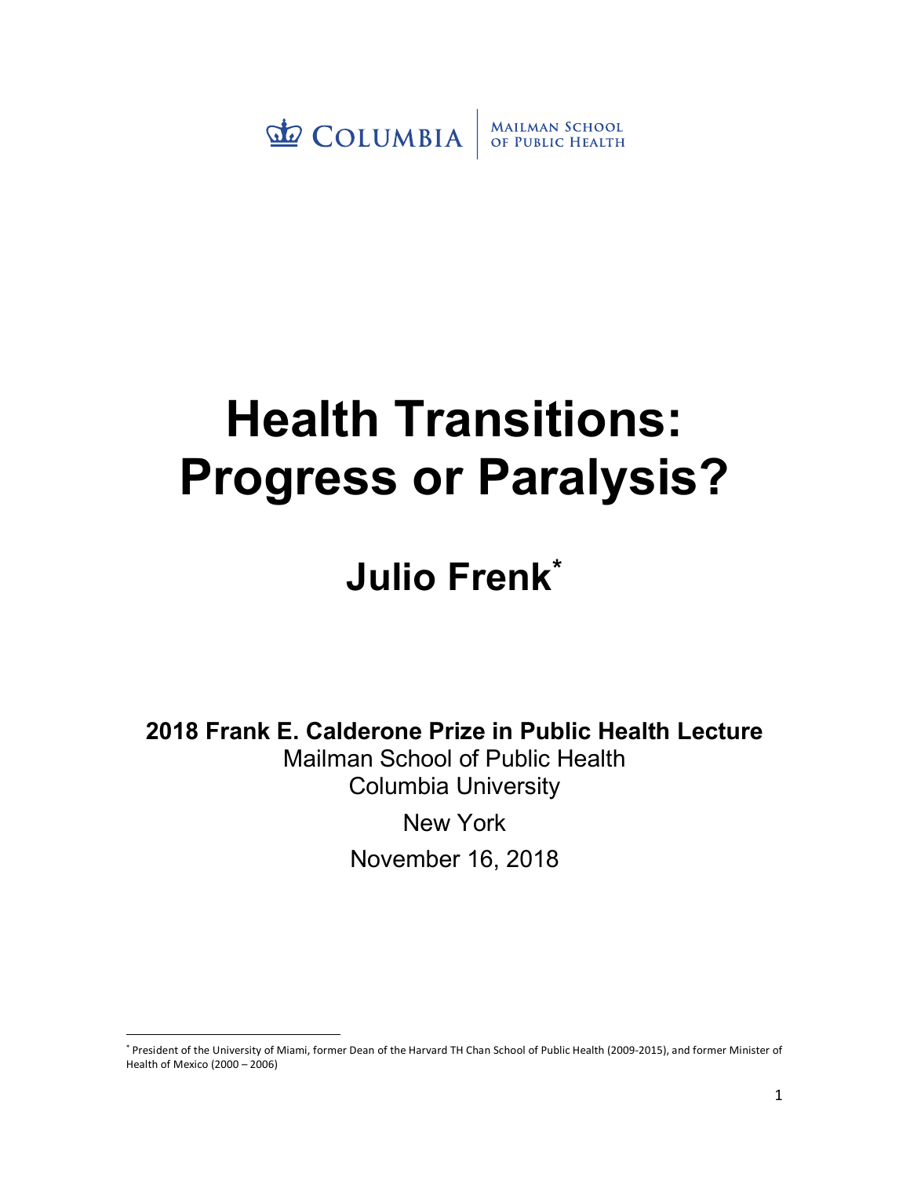COLUMBIA | MAILMAN SCHOOL OF PUBLIC HEALTH

# Health Transitions: Progress or Paralysis?

## Julio Frenk*

**2018 Frank E. Calderone Prize in Public Health Lecture**

Mailman School of Public Health

Columbia University

New York

November 16, 2018

---

* President of the University of Miami, former Dean of the Harvard TH Chan School of Public Health (2009-2015), and former Minister of Health of Mexico (2000 – 2006)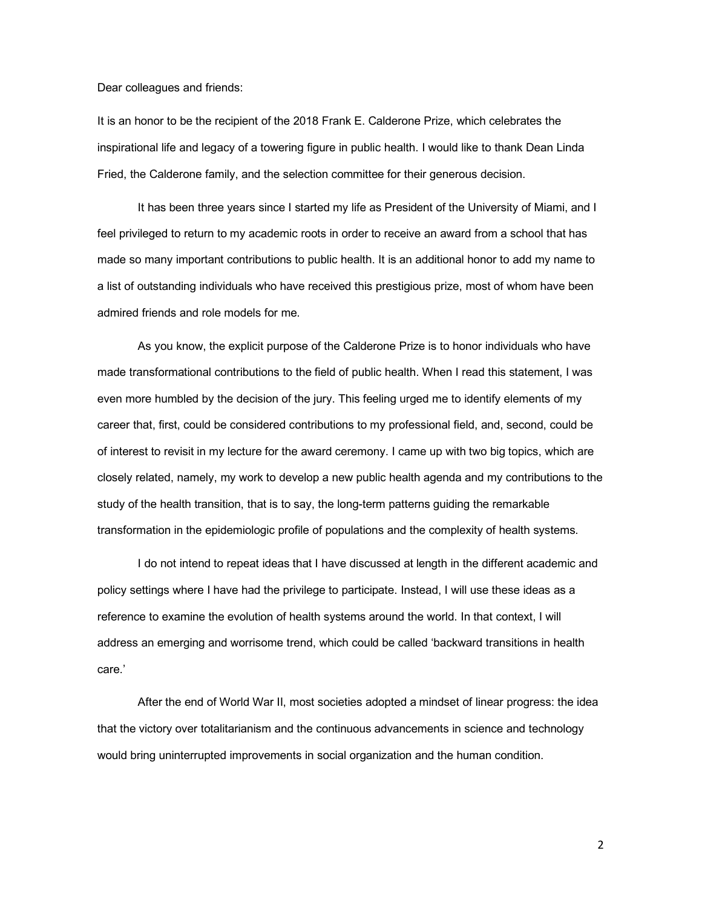Dear colleagues and friends:

It is an honor to be the recipient of the 2018 Frank E. Calderone Prize, which celebrates the inspirational life and legacy of a towering figure in public health. I would like to thank Dean Linda Fried, the Calderone family, and the selection committee for their generous decision.

It has been three years since I started my life as President of the University of Miami, and I feel privileged to return to my academic roots in order to receive an award from a school that has made so many important contributions to public health. It is an additional honor to add my name to a list of outstanding individuals who have received this prestigious prize, most of whom have been admired friends and role models for me.

As you know, the explicit purpose of the Calderone Prize is to honor individuals who have made transformational contributions to the field of public health. When I read this statement, I was even more humbled by the decision of the jury. This feeling urged me to identify elements of my career that, first, could be considered contributions to my professional field, and, second, could be of interest to revisit in my lecture for the award ceremony. I came up with two big topics, which are closely related, namely, my work to develop a new public health agenda and my contributions to the study of the health transition, that is to say, the long-term patterns guiding the remarkable transformation in the epidemiologic profile of populations and the complexity of health systems.

I do not intend to repeat ideas that I have discussed at length in the different academic and policy settings where I have had the privilege to participate. Instead, I will use these ideas as a reference to examine the evolution of health systems around the world. In that context, I will address an emerging and worrisome trend, which could be called 'backward transitions in health care.'

After the end of World War II, most societies adopted a mindset of linear progress: the idea that the victory over totalitarianism and the continuous advancements in science and technology would bring uninterrupted improvements in social organization and the human condition.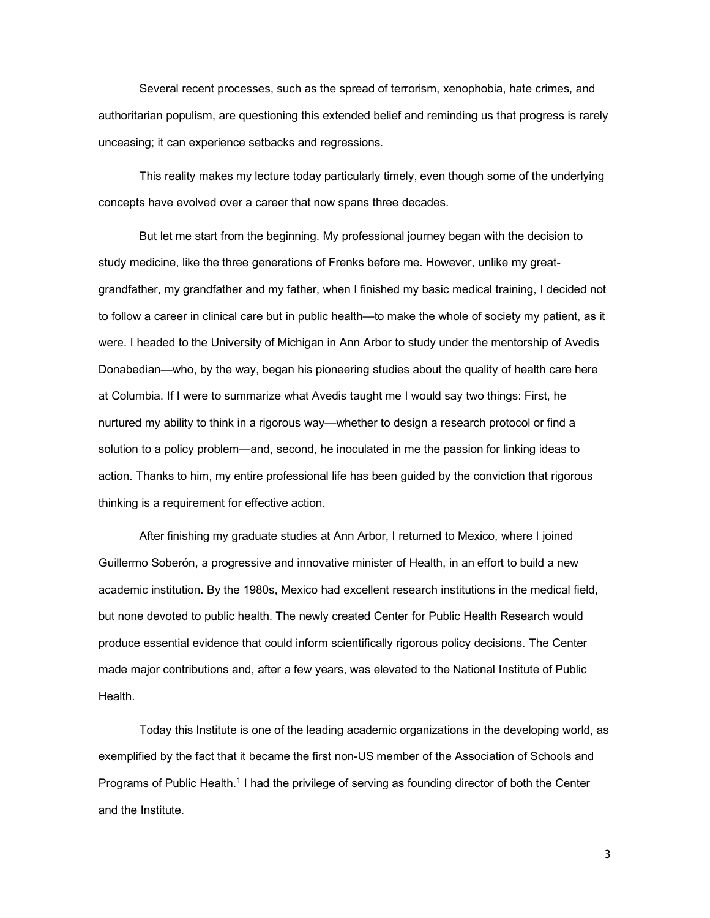Several recent processes, such as the spread of terrorism, xenophobia, hate crimes, and authoritarian populism, are questioning this extended belief and reminding us that progress is rarely unceasing; it can experience setbacks and regressions.

This reality makes my lecture today particularly timely, even though some of the underlying concepts have evolved over a career that now spans three decades.

But let me start from the beginning. My professional journey began with the decision to study medicine, like the three generations of Frenks before me. However, unlike my great-grandfather, my grandfather and my father, when I finished my basic medical training, I decided not to follow a career in clinical care but in public health—to make the whole of society my patient, as it were. I headed to the University of Michigan in Ann Arbor to study under the mentorship of Avedis Donabedian—who, by the way, began his pioneering studies about the quality of health care here at Columbia. If I were to summarize what Avedis taught me I would say two things: First, he nurtured my ability to think in a rigorous way—whether to design a research protocol or find a solution to a policy problem—and, second, he inoculated in me the passion for linking ideas to action. Thanks to him, my entire professional life has been guided by the conviction that rigorous thinking is a requirement for effective action.

After finishing my graduate studies at Ann Arbor, I returned to Mexico, where I joined Guillermo Soberón, a progressive and innovative minister of Health, in an effort to build a new academic institution. By the 1980s, Mexico had excellent research institutions in the medical field, but none devoted to public health. The newly created Center for Public Health Research would produce essential evidence that could inform scientifically rigorous policy decisions. The Center made major contributions and, after a few years, was elevated to the National Institute of Public Health.

Today this Institute is one of the leading academic organizations in the developing world, as exemplified by the fact that it became the first non-US member of the Association of Schools and Programs of Public Health.[1] I had the privilege of serving as founding director of both the Center and the Institute.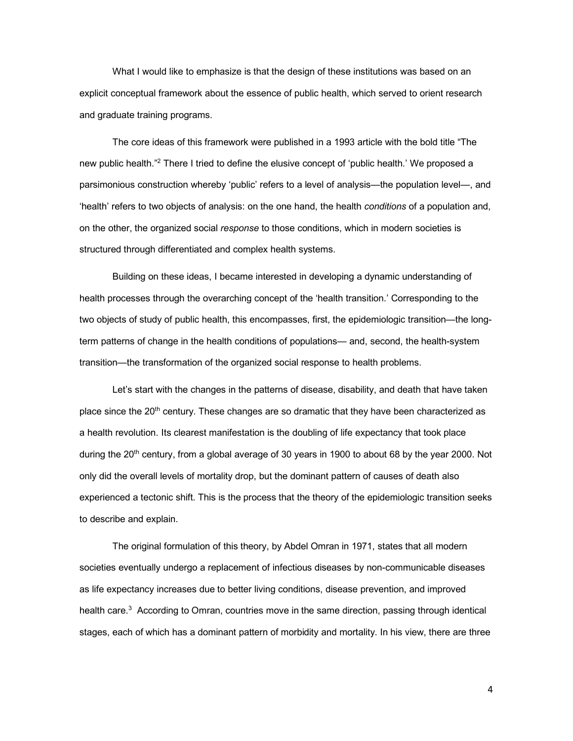What I would like to emphasize is that the design of these institutions was based on an explicit conceptual framework about the essence of public health, which served to orient research and graduate training programs.

The core ideas of this framework were published in a 1993 article with the bold title "The new public health."[2] There I tried to define the elusive concept of 'public health.' We proposed a parsimonious construction whereby 'public' refers to a level of analysis—the population level—, and 'health' refers to two objects of analysis: on the one hand, the health *conditions* of a population and, on the other, the organized social *response* to those conditions, which in modern societies is structured through differentiated and complex health systems.

Building on these ideas, I became interested in developing a dynamic understanding of health processes through the overarching concept of the 'health transition.' Corresponding to the two objects of study of public health, this encompasses, first, the epidemiologic transition—the long-term patterns of change in the health conditions of populations— and, second, the health-system transition—the transformation of the organized social response to health problems.

Let's start with the changes in the patterns of disease, disability, and death that have taken place since the 20th century. These changes are so dramatic that they have been characterized as a health revolution. Its clearest manifestation is the doubling of life expectancy that took place during the 20th century, from a global average of 30 years in 1900 to about 68 by the year 2000. Not only did the overall levels of mortality drop, but the dominant pattern of causes of death also experienced a tectonic shift. This is the process that the theory of the epidemiologic transition seeks to describe and explain.

The original formulation of this theory, by Abdel Omran in 1971, states that all modern societies eventually undergo a replacement of infectious diseases by non-communicable diseases as life expectancy increases due to better living conditions, disease prevention, and improved health care.[3] According to Omran, countries move in the same direction, passing through identical stages, each of which has a dominant pattern of morbidity and mortality. In his view, there are three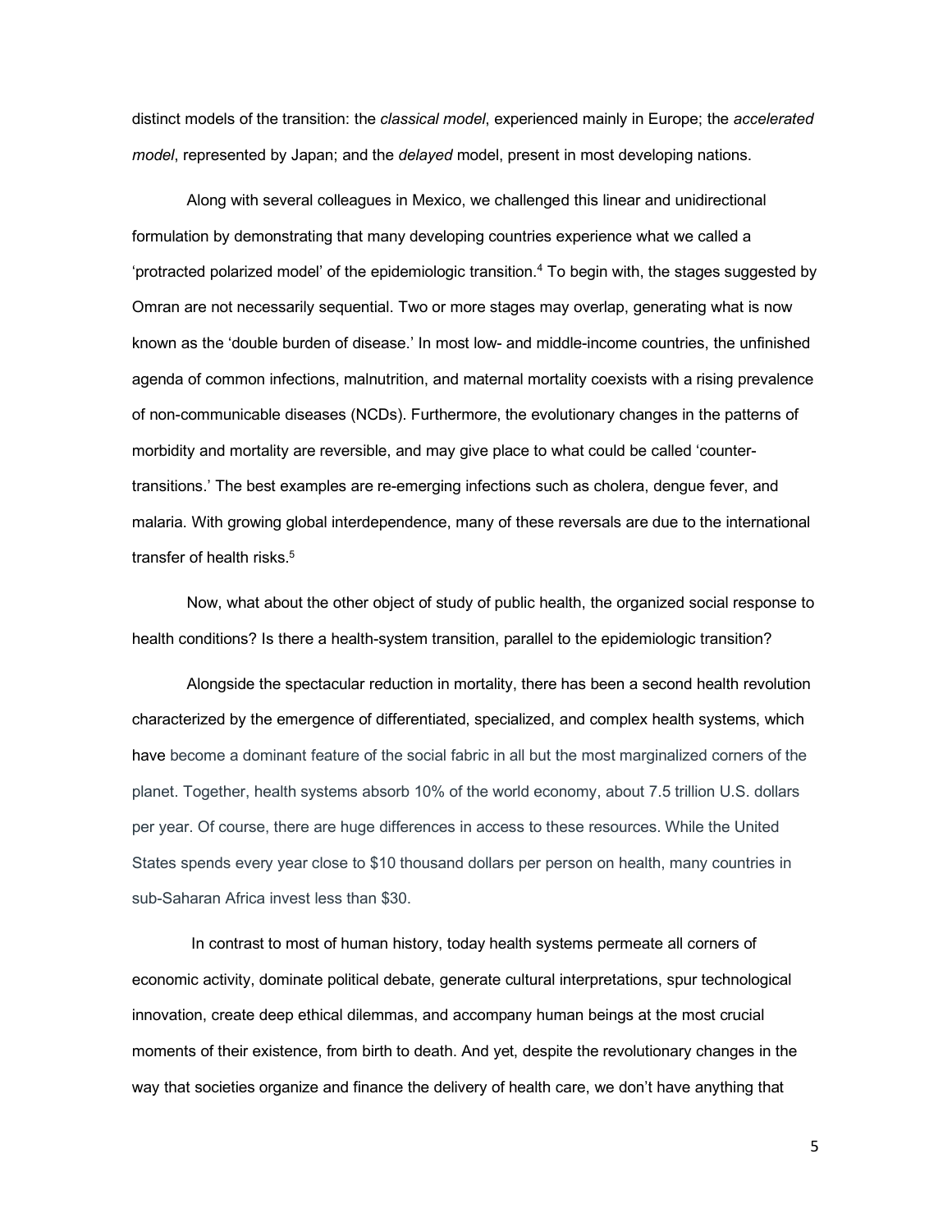distinct models of the transition: the *classical model*, experienced mainly in Europe; the *accelerated model*, represented by Japan; and the *delayed* model, present in most developing nations.

Along with several colleagues in Mexico, we challenged this linear and unidirectional formulation by demonstrating that many developing countries experience what we called a 'protracted polarized model' of the epidemiologic transition.[4] To begin with, the stages suggested by Omran are not necessarily sequential. Two or more stages may overlap, generating what is now known as the 'double burden of disease.' In most low- and middle-income countries, the unfinished agenda of common infections, malnutrition, and maternal mortality coexists with a rising prevalence of non-communicable diseases (NCDs). Furthermore, the evolutionary changes in the patterns of morbidity and mortality are reversible, and may give place to what could be called 'counter-transitions.' The best examples are re-emerging infections such as cholera, dengue fever, and malaria. With growing global interdependence, many of these reversals are due to the international transfer of health risks.[5]

Now, what about the other object of study of public health, the organized social response to health conditions? Is there a health-system transition, parallel to the epidemiologic transition?

Alongside the spectacular reduction in mortality, there has been a second health revolution characterized by the emergence of differentiated, specialized, and complex health systems, which have become a dominant feature of the social fabric in all but the most marginalized corners of the planet. Together, health systems absorb 10% of the world economy, about 7.5 trillion U.S. dollars per year. Of course, there are huge differences in access to these resources. While the United States spends every year close to $10 thousand dollars per person on health, many countries in sub-Saharan Africa invest less than $30.

In contrast to most of human history, today health systems permeate all corners of economic activity, dominate political debate, generate cultural interpretations, spur technological innovation, create deep ethical dilemmas, and accompany human beings at the most crucial moments of their existence, from birth to death. And yet, despite the revolutionary changes in the way that societies organize and finance the delivery of health care, we don't have anything that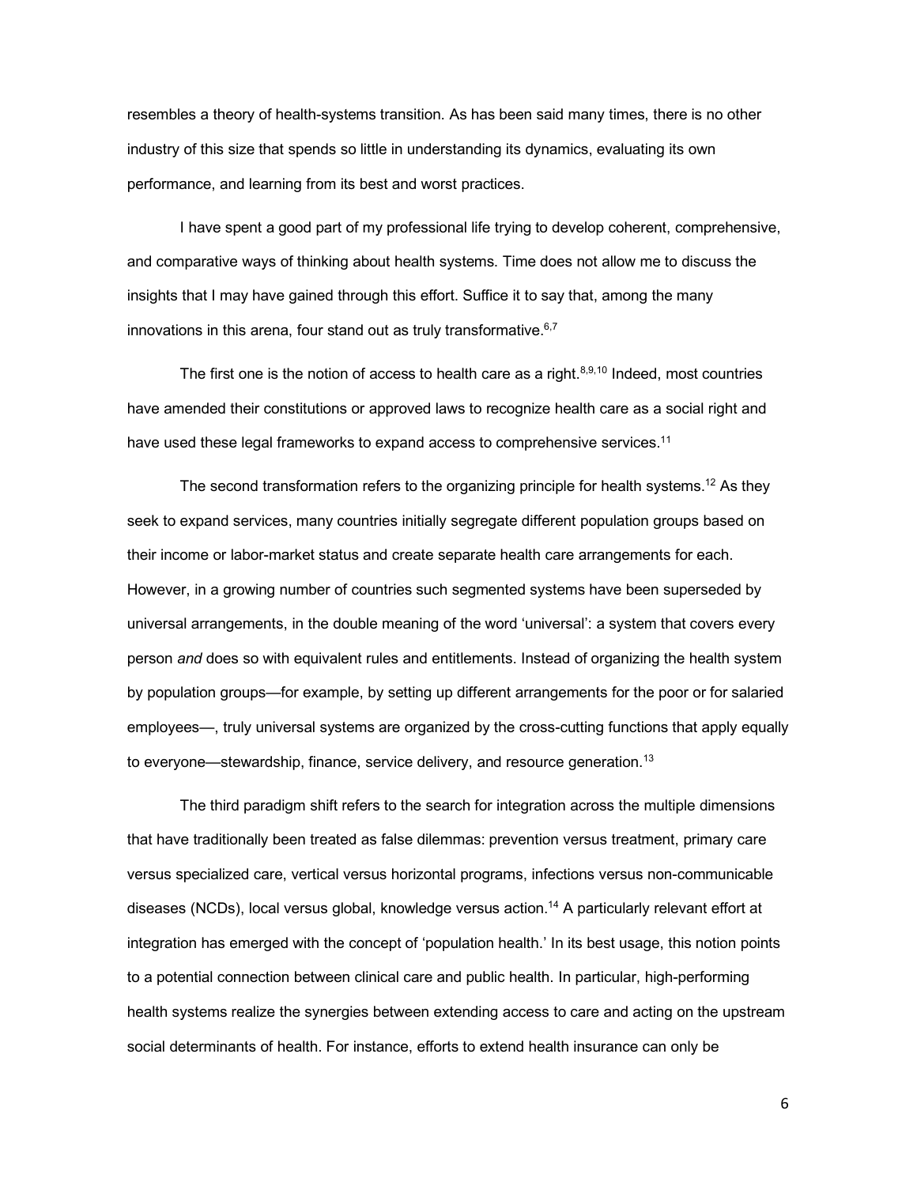resembles a theory of health-systems transition. As has been said many times, there is no other industry of this size that spends so little in understanding its dynamics, evaluating its own performance, and learning from its best and worst practices.

I have spent a good part of my professional life trying to develop coherent, comprehensive, and comparative ways of thinking about health systems. Time does not allow me to discuss the insights that I may have gained through this effort. Suffice it to say that, among the many innovations in this arena, four stand out as truly transformative.[6,7]

The first one is the notion of access to health care as a right.[8,9,10] Indeed, most countries have amended their constitutions or approved laws to recognize health care as a social right and have used these legal frameworks to expand access to comprehensive services.[11]

The second transformation refers to the organizing principle for health systems.[12] As they seek to expand services, many countries initially segregate different population groups based on their income or labor-market status and create separate health care arrangements for each. However, in a growing number of countries such segmented systems have been superseded by universal arrangements, in the double meaning of the word 'universal': a system that covers every person *and* does so with equivalent rules and entitlements. Instead of organizing the health system by population groups—for example, by setting up different arrangements for the poor or for salaried employees—, truly universal systems are organized by the cross-cutting functions that apply equally to everyone—stewardship, finance, service delivery, and resource generation.[13]

The third paradigm shift refers to the search for integration across the multiple dimensions that have traditionally been treated as false dilemmas: prevention versus treatment, primary care versus specialized care, vertical versus horizontal programs, infections versus non-communicable diseases (NCDs), local versus global, knowledge versus action.[14] A particularly relevant effort at integration has emerged with the concept of 'population health.' In its best usage, this notion points to a potential connection between clinical care and public health. In particular, high-performing health systems realize the synergies between extending access to care and acting on the upstream social determinants of health. For instance, efforts to extend health insurance can only be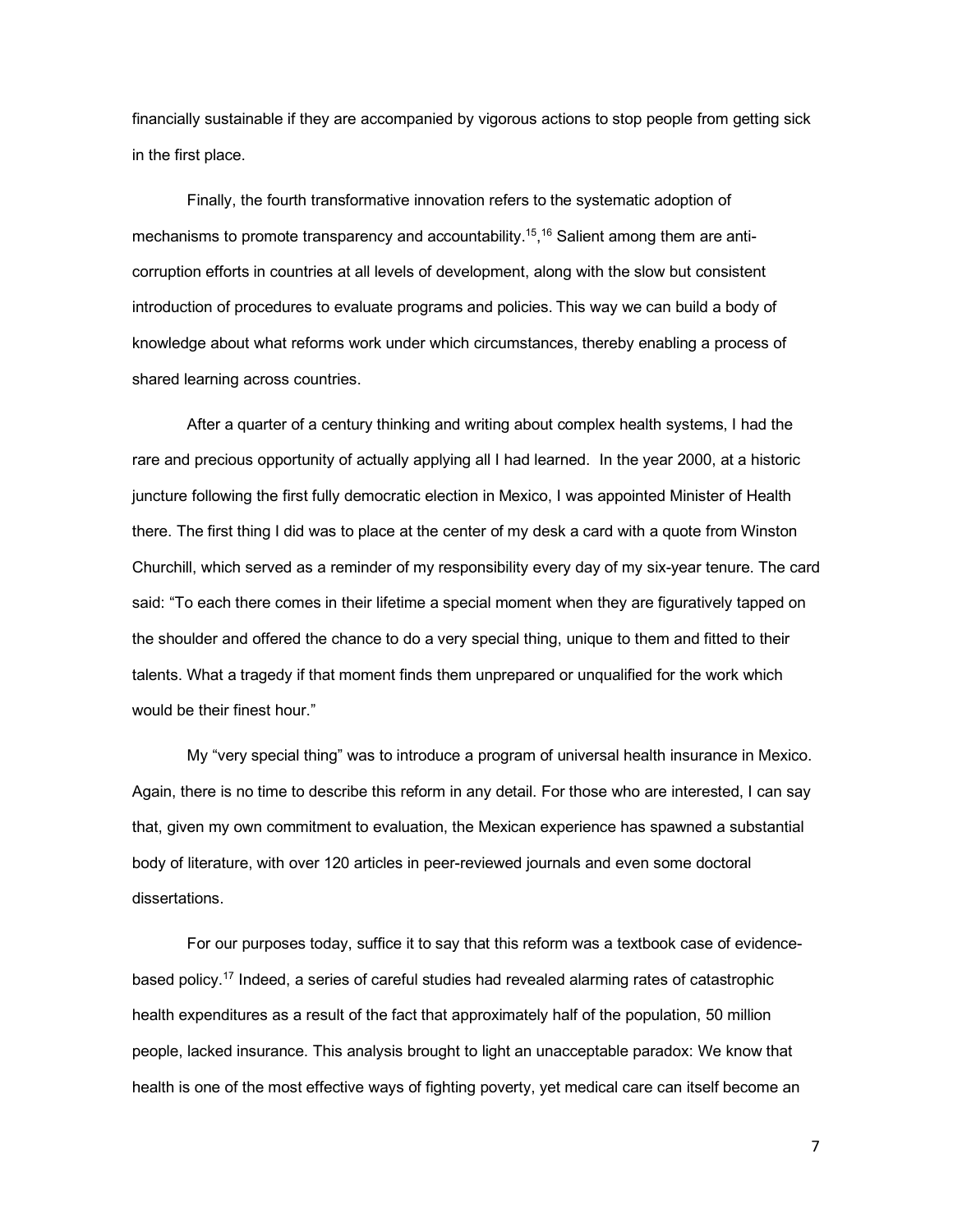financially sustainable if they are accompanied by vigorous actions to stop people from getting sick in the first place.

Finally, the fourth transformative innovation refers to the systematic adoption of mechanisms to promote transparency and accountability.[15],[16] Salient among them are anti-corruption efforts in countries at all levels of development, along with the slow but consistent introduction of procedures to evaluate programs and policies. This way we can build a body of knowledge about what reforms work under which circumstances, thereby enabling a process of shared learning across countries.

After a quarter of a century thinking and writing about complex health systems, I had the rare and precious opportunity of actually applying all I had learned. In the year 2000, at a historic juncture following the first fully democratic election in Mexico, I was appointed Minister of Health there. The first thing I did was to place at the center of my desk a card with a quote from Winston Churchill, which served as a reminder of my responsibility every day of my six-year tenure. The card said: "To each there comes in their lifetime a special moment when they are figuratively tapped on the shoulder and offered the chance to do a very special thing, unique to them and fitted to their talents. What a tragedy if that moment finds them unprepared or unqualified for the work which would be their finest hour."

My "very special thing" was to introduce a program of universal health insurance in Mexico. Again, there is no time to describe this reform in any detail. For those who are interested, I can say that, given my own commitment to evaluation, the Mexican experience has spawned a substantial body of literature, with over 120 articles in peer-reviewed journals and even some doctoral dissertations.

For our purposes today, suffice it to say that this reform was a textbook case of evidence-based policy.[17] Indeed, a series of careful studies had revealed alarming rates of catastrophic health expenditures as a result of the fact that approximately half of the population, 50 million people, lacked insurance. This analysis brought to light an unacceptable paradox: We know that health is one of the most effective ways of fighting poverty, yet medical care can itself become an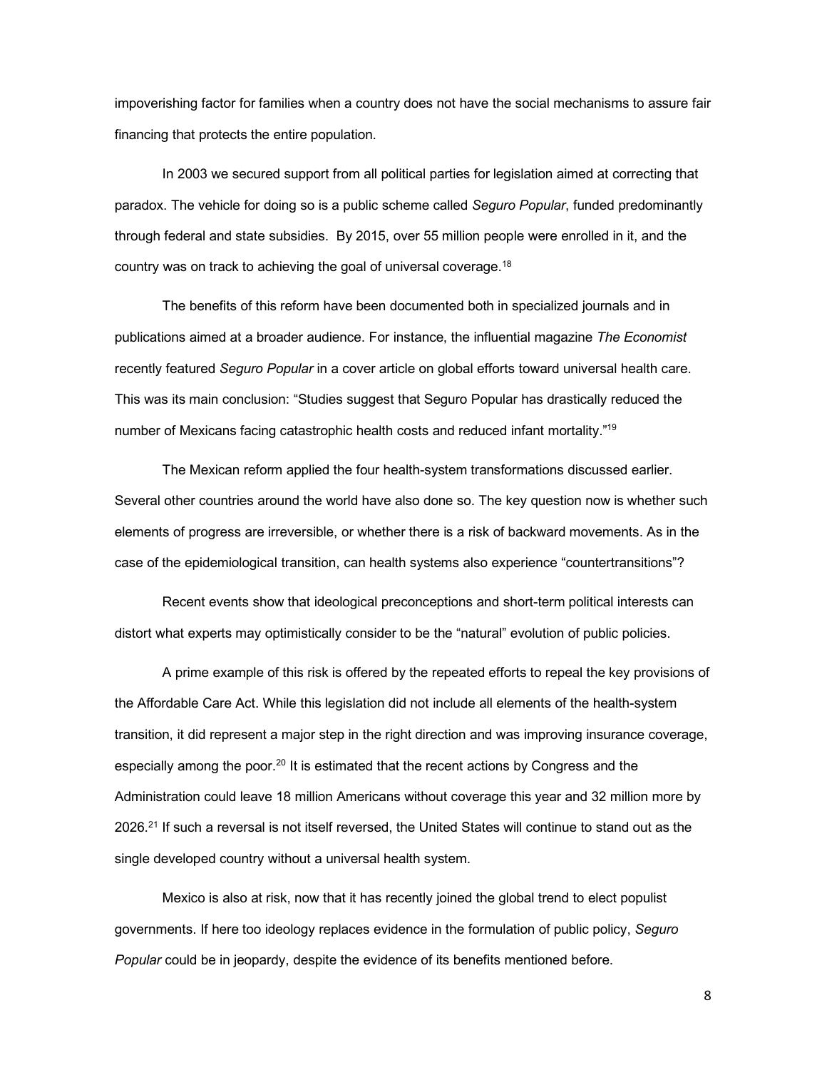impoverishing factor for families when a country does not have the social mechanisms to assure fair financing that protects the entire population.

In 2003 we secured support from all political parties for legislation aimed at correcting that paradox. The vehicle for doing so is a public scheme called *Seguro Popular*, funded predominantly through federal and state subsidies. By 2015, over 55 million people were enrolled in it, and the country was on track to achieving the goal of universal coverage.[18]

The benefits of this reform have been documented both in specialized journals and in publications aimed at a broader audience. For instance, the influential magazine *The Economist* recently featured *Seguro Popular* in a cover article on global efforts toward universal health care. This was its main conclusion: "Studies suggest that Seguro Popular has drastically reduced the number of Mexicans facing catastrophic health costs and reduced infant mortality."[19]

The Mexican reform applied the four health-system transformations discussed earlier. Several other countries around the world have also done so. The key question now is whether such elements of progress are irreversible, or whether there is a risk of backward movements. As in the case of the epidemiological transition, can health systems also experience "countertransitions"?

Recent events show that ideological preconceptions and short-term political interests can distort what experts may optimistically consider to be the "natural" evolution of public policies.

A prime example of this risk is offered by the repeated efforts to repeal the key provisions of the Affordable Care Act. While this legislation did not include all elements of the health-system transition, it did represent a major step in the right direction and was improving insurance coverage, especially among the poor.[20] It is estimated that the recent actions by Congress and the Administration could leave 18 million Americans without coverage this year and 32 million more by 2026.[21] If such a reversal is not itself reversed, the United States will continue to stand out as the single developed country without a universal health system.

Mexico is also at risk, now that it has recently joined the global trend to elect populist governments. If here too ideology replaces evidence in the formulation of public policy, *Seguro Popular* could be in jeopardy, despite the evidence of its benefits mentioned before.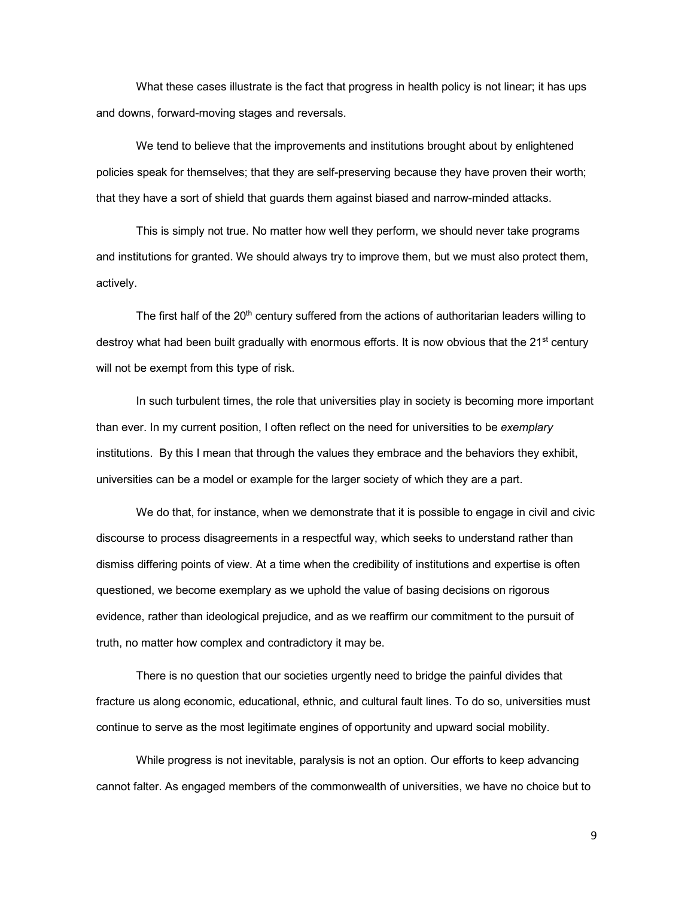What these cases illustrate is the fact that progress in health policy is not linear; it has ups and downs, forward-moving stages and reversals.

We tend to believe that the improvements and institutions brought about by enlightened policies speak for themselves; that they are self-preserving because they have proven their worth; that they have a sort of shield that guards them against biased and narrow-minded attacks.

This is simply not true. No matter how well they perform, we should never take programs and institutions for granted. We should always try to improve them, but we must also protect them, actively.

The first half of the 20th century suffered from the actions of authoritarian leaders willing to destroy what had been built gradually with enormous efforts. It is now obvious that the 21st century will not be exempt from this type of risk.

In such turbulent times, the role that universities play in society is becoming more important than ever. In my current position, I often reflect on the need for universities to be *exemplary* institutions. By this I mean that through the values they embrace and the behaviors they exhibit, universities can be a model or example for the larger society of which they are a part.

We do that, for instance, when we demonstrate that it is possible to engage in civil and civic discourse to process disagreements in a respectful way, which seeks to understand rather than dismiss differing points of view. At a time when the credibility of institutions and expertise is often questioned, we become exemplary as we uphold the value of basing decisions on rigorous evidence, rather than ideological prejudice, and as we reaffirm our commitment to the pursuit of truth, no matter how complex and contradictory it may be.

There is no question that our societies urgently need to bridge the painful divides that fracture us along economic, educational, ethnic, and cultural fault lines. To do so, universities must continue to serve as the most legitimate engines of opportunity and upward social mobility.

While progress is not inevitable, paralysis is not an option. Our efforts to keep advancing cannot falter. As engaged members of the commonwealth of universities, we have no choice but to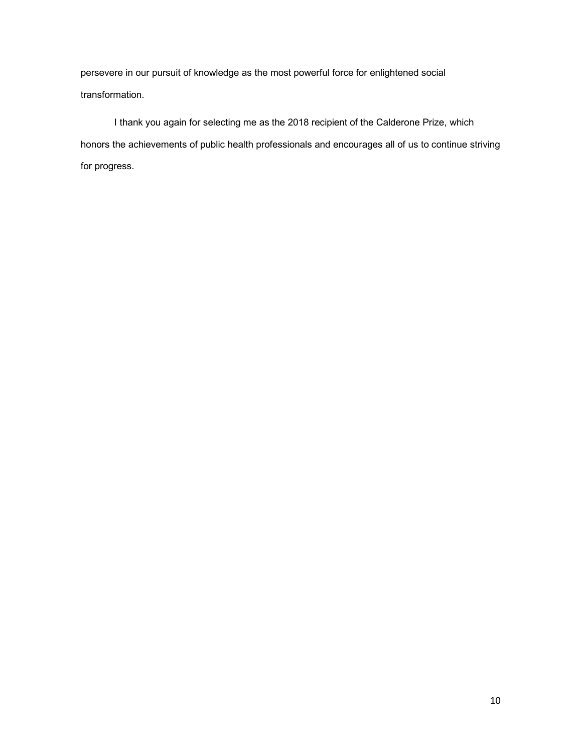persevere in our pursuit of knowledge as the most powerful force for enlightened social transformation.

I thank you again for selecting me as the 2018 recipient of the Calderone Prize, which honors the achievements of public health professionals and encourages all of us to continue striving for progress.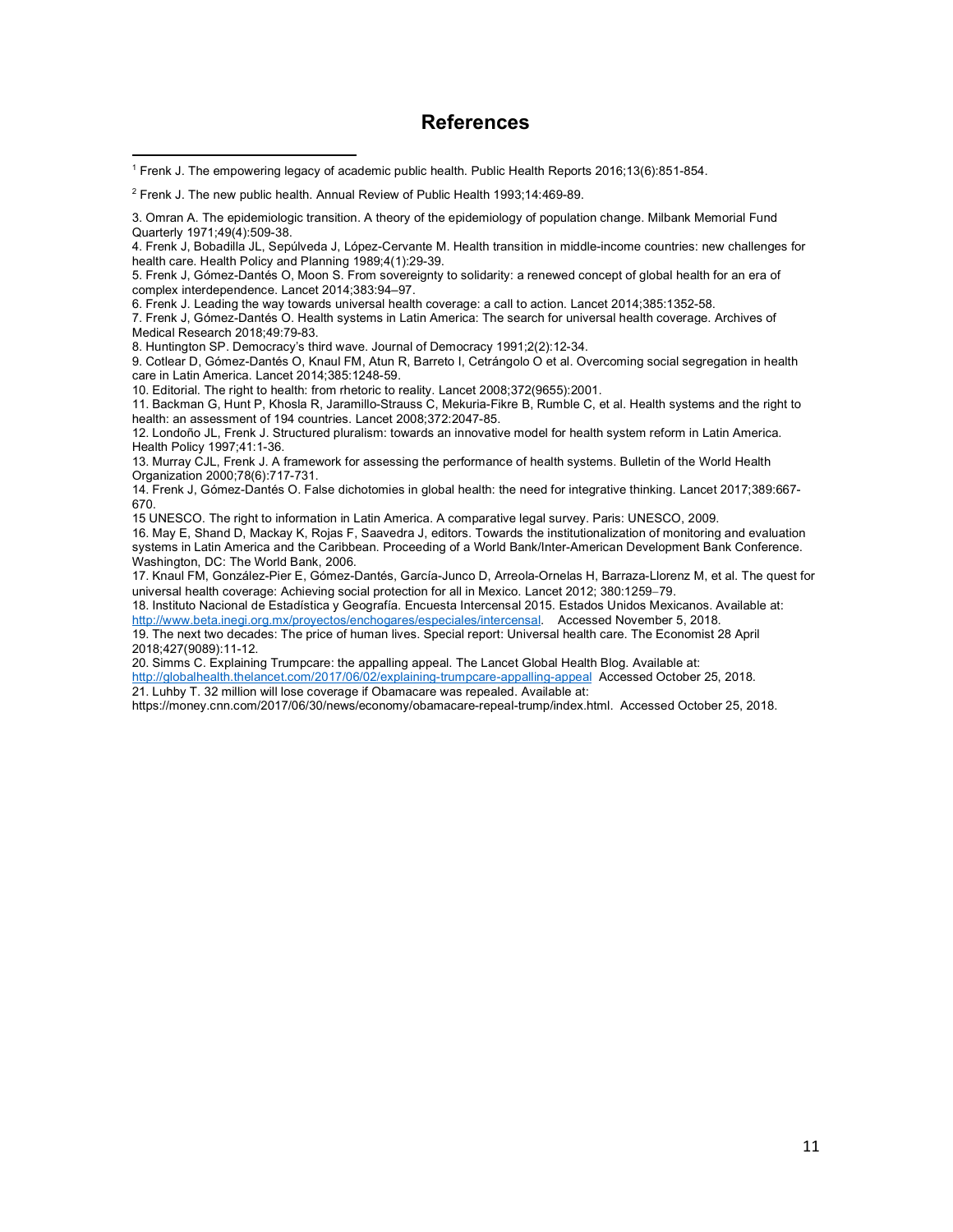## References

[1] Frenk J. The empowering legacy of academic public health. Public Health Reports 2016;13(6):851-854.

[2] Frenk J. The new public health. Annual Review of Public Health 1993;14:469-89.

3. Omran A. The epidemiologic transition. A theory of the epidemiology of population change. Milbank Memorial Fund Quarterly 1971;49(4):509-38.
4. Frenk J, Bobadilla JL, Sepúlveda J, López-Cervante M. Health transition in middle-income countries: new challenges for health care. Health Policy and Planning 1989;4(1):29-39.
5. Frenk J, Gómez-Dantés O, Moon S. From sovereignty to solidarity: a renewed concept of global health for an era of complex interdependence. Lancet 2014;383:94–97.
6. Frenk J. Leading the way towards universal health coverage: a call to action. Lancet 2014;385:1352-58.
7. Frenk J, Gómez-Dantés O. Health systems in Latin America: The search for universal health coverage. Archives of Medical Research 2018;49:79-83.
8. Huntington SP. Democracy's third wave. Journal of Democracy 1991;2(2):12-34.
9. Cotlear D, Gómez-Dantés O, Knaul FM, Atun R, Barreto I, Cetrángolo O et al. Overcoming social segregation in health care in Latin America. Lancet 2014;385:1248-59.
10. Editorial. The right to health: from rhetoric to reality. Lancet 2008;372(9655):2001.
11. Backman G, Hunt P, Khosla R, Jaramillo-Strauss C, Mekuria-Fikre B, Rumble C, et al. Health systems and the right to health: an assessment of 194 countries. Lancet 2008;372:2047-85.
12. Londoño JL, Frenk J. Structured pluralism: towards an innovative model for health system reform in Latin America. Health Policy 1997;41:1-36.
13. Murray CJL, Frenk J. A framework for assessing the performance of health systems. Bulletin of the World Health Organization 2000;78(6):717-731.
14. Frenk J, Gómez-Dantés O. False dichotomies in global health: the need for integrative thinking. Lancet 2017;389:667-670.
15 UNESCO. The right to information in Latin America. A comparative legal survey. Paris: UNESCO, 2009.
16. May E, Shand D, Mackay K, Rojas F, Saavedra J, editors. Towards the institutionalization of monitoring and evaluation systems in Latin America and the Caribbean. Proceeding of a World Bank/Inter-American Development Bank Conference. Washington, DC: The World Bank, 2006.
17. Knaul FM, González-Pier E, Gómez-Dantés, García-Junco D, Arreola-Ornelas H, Barraza-Llorenz M, et al. The quest for universal health coverage: Achieving social protection for all in Mexico. Lancet 2012; 380:1259–79.
18. Instituto Nacional de Estadística y Geografía. Encuesta Intercensal 2015. Estados Unidos Mexicanos. Available at: http://www.beta.inegi.org.mx/proyectos/enchogares/especiales/intercensal. Accessed November 5, 2018.
19. The next two decades: The price of human lives. Special report: Universal health care. The Economist 28 April 2018;427(9089):11-12.
20. Simms C. Explaining Trumpcare: the appalling appeal. The Lancet Global Health Blog. Available at: http://globalhealth.thelancet.com/2017/06/02/explaining-trumpcare-appalling-appeal Accessed October 25, 2018.
21. Luhby T. 32 million will lose coverage if Obamacare was repealed. Available at: https://money.cnn.com/2017/06/30/news/economy/obamacare-repeal-trump/index.html. Accessed October 25, 2018.